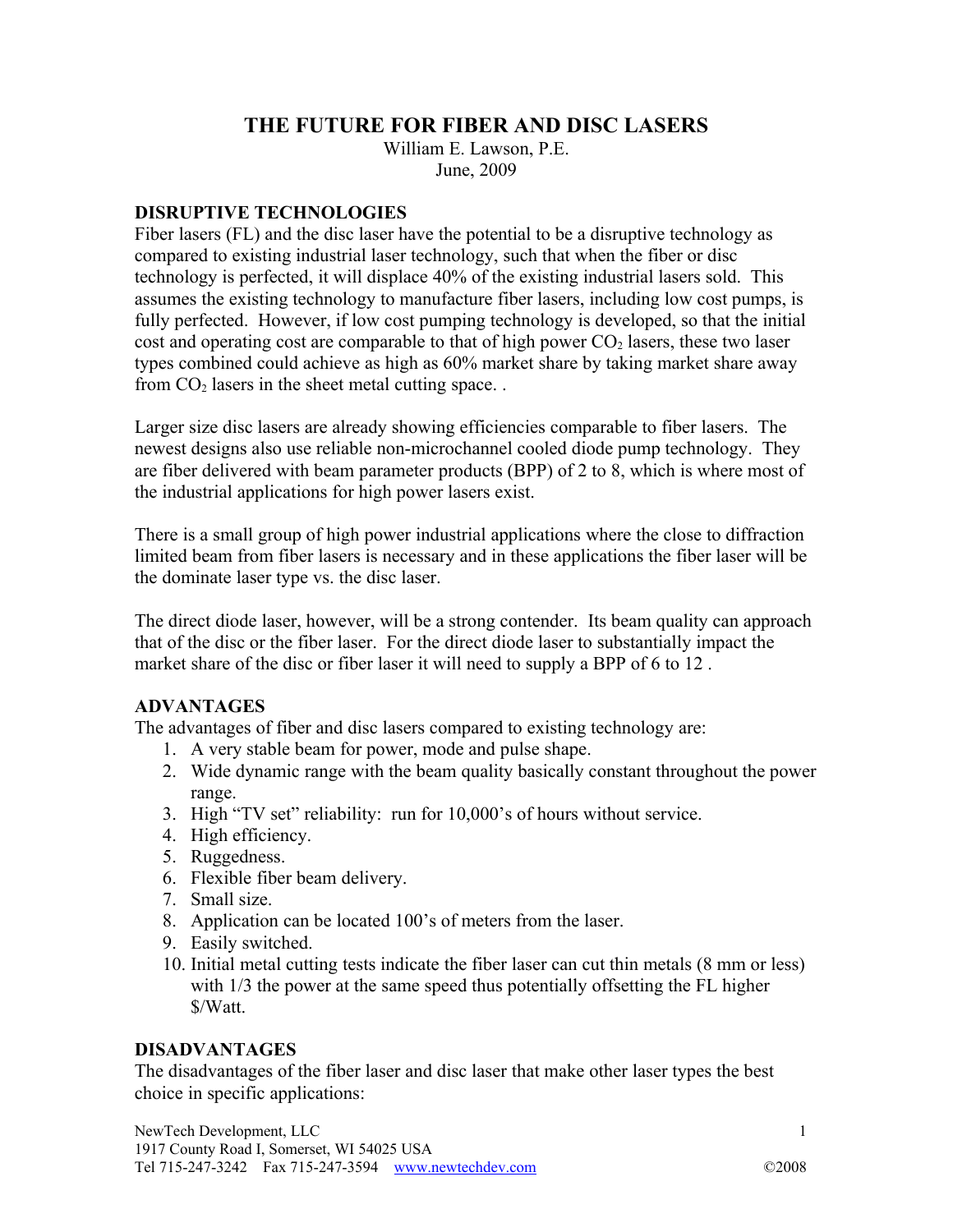# THE FUTURE FOR FIBER AND DISC LASERS

William E. Lawson, P.E.
June, 2009

## DISRUPTIVE TECHNOLOGIES

Fiber lasers (FL) and the disc laser have the potential to be a disruptive technology as compared to existing industrial laser technology, such that when the fiber or disc technology is perfected, it will displace 40% of the existing industrial lasers sold. This assumes the existing technology to manufacture fiber lasers, including low cost pumps, is fully perfected. However, if low cost pumping technology is developed, so that the initial cost and operating cost are comparable to that of high power $CO_2$ lasers, these two laser types combined could achieve as high as 60% market share by taking market share away from $CO_2$ lasers in the sheet metal cutting space. .

Larger size disc lasers are already showing efficiencies comparable to fiber lasers. The newest designs also use reliable non-microchannel cooled diode pump technology. They are fiber delivered with beam parameter products (BPP) of 2 to 8, which is where most of the industrial applications for high power lasers exist.

There is a small group of high power industrial applications where the close to diffraction limited beam from fiber lasers is necessary and in these applications the fiber laser will be the dominate laser type vs. the disc laser.

The direct diode laser, however, will be a strong contender. Its beam quality can approach that of the disc or the fiber laser. For the direct diode laser to substantially impact the market share of the disc or fiber laser it will need to supply a BPP of 6 to 12 .

## ADVANTAGES

The advantages of fiber and disc lasers compared to existing technology are:

1. A very stable beam for power, mode and pulse shape.
2. Wide dynamic range with the beam quality basically constant throughout the power range.
3. High "TV set" reliability: run for 10,000's of hours without service.
4. High efficiency.
5. Ruggedness.
6. Flexible fiber beam delivery.
7. Small size.
8. Application can be located 100's of meters from the laser.
9. Easily switched.
10. Initial metal cutting tests indicate the fiber laser can cut thin metals (8 mm or less) with 1/3 the power at the same speed thus potentially offsetting the FL higher $/Watt.

## DISADVANTAGES

The disadvantages of the fiber laser and disc laser that make other laser types the best choice in specific applications: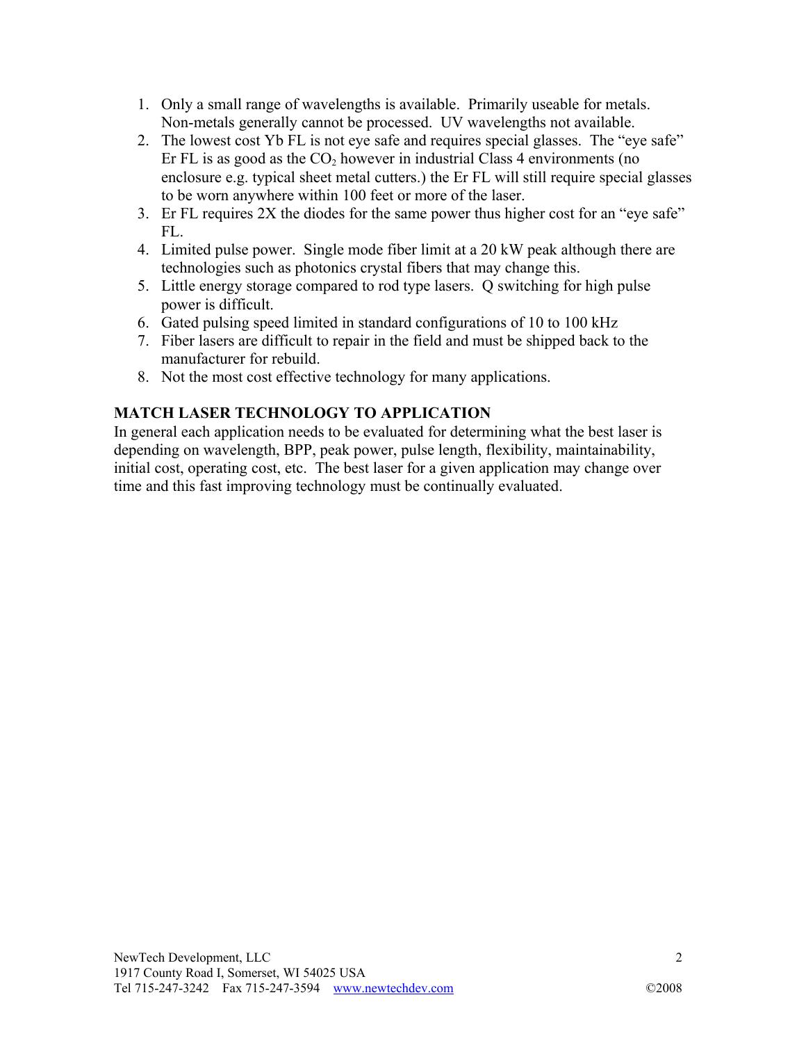1. Only a small range of wavelengths is available. Primarily useable for metals. Non-metals generally cannot be processed. UV wavelengths not available.
2. The lowest cost Yb FL is not eye safe and requires special glasses. The "eye safe" Er FL is as good as the $CO_2$ however in industrial Class 4 environments (no enclosure e.g. typical sheet metal cutters.) the Er FL will still require special glasses to be worn anywhere within 100 feet or more of the laser.
3. Er FL requires 2X the diodes for the same power thus higher cost for an "eye safe" FL.
4. Limited pulse power. Single mode fiber limit at a 20 kW peak although there are technologies such as photonics crystal fibers that may change this.
5. Little energy storage compared to rod type lasers. Q switching for high pulse power is difficult.
6. Gated pulsing speed limited in standard configurations of 10 to 100 kHz
7. Fiber lasers are difficult to repair in the field and must be shipped back to the manufacturer for rebuild.
8. Not the most cost effective technology for many applications.

## MATCH LASER TECHNOLOGY TO APPLICATION

In general each application needs to be evaluated for determining what the best laser is depending on wavelength, BPP, peak power, pulse length, flexibility, maintainability, initial cost, operating cost, etc. The best laser for a given application may change over time and this fast improving technology must be continually evaluated.